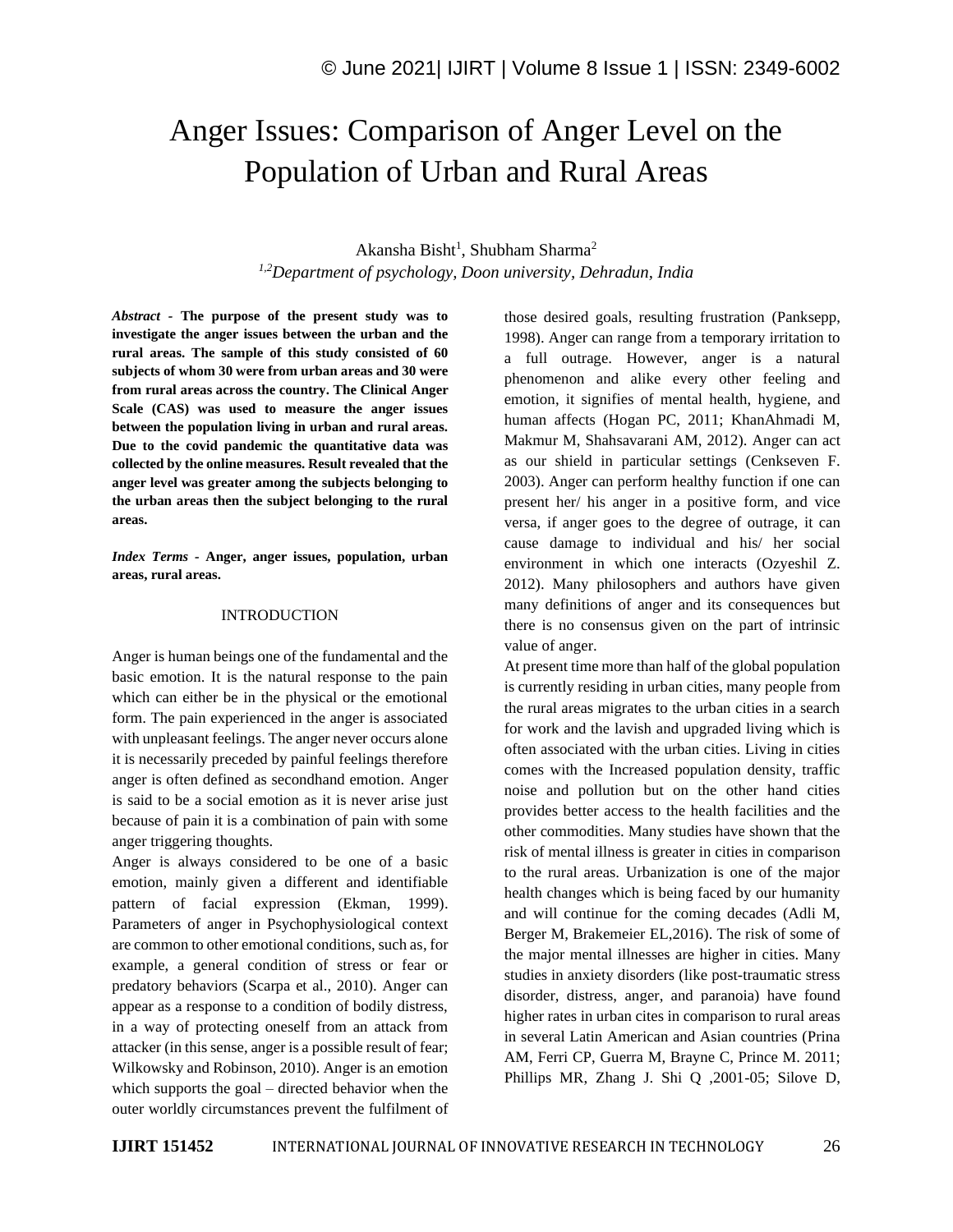# Anger Issues: Comparison of Anger Level on the Population of Urban and Rural Areas

Akansha Bisht[1], Shubham Sharma[2]

*[1,2]Department of psychology, Doon university, Dehradun, India*

***Abstract* - The purpose of the present study was to investigate the anger issues between the urban and the rural areas. The sample of this study consisted of 60 subjects of whom 30 were from urban areas and 30 were from rural areas across the country. The Clinical Anger Scale (CAS) was used to measure the anger issues between the population living in urban and rural areas. Due to the covid pandemic the quantitative data was collected by the online measures. Result revealed that the anger level was greater among the subjects belonging to the urban areas then the subject belonging to the rural areas.**

***Index Terms* - Anger, anger issues, population, urban areas, rural areas.**

## INTRODUCTION

Anger is human beings one of the fundamental and the basic emotion. It is the natural response to the pain which can either be in the physical or the emotional form. The pain experienced in the anger is associated with unpleasant feelings. The anger never occurs alone it is necessarily preceded by painful feelings therefore anger is often defined as secondhand emotion. Anger is said to be a social emotion as it is never arise just because of pain it is a combination of pain with some anger triggering thoughts.

Anger is always considered to be one of a basic emotion, mainly given a different and identifiable pattern of facial expression (Ekman, 1999). Parameters of anger in Psychophysiological context are common to other emotional conditions, such as, for example, a general condition of stress or fear or predatory behaviors (Scarpa et al., 2010). Anger can appear as a response to a condition of bodily distress, in a way of protecting oneself from an attack from attacker (in this sense, anger is a possible result of fear; Wilkowsky and Robinson, 2010). Anger is an emotion which supports the goal – directed behavior when the outer worldly circumstances prevent the fulfilment of those desired goals, resulting frustration (Panksepp, 1998). Anger can range from a temporary irritation to a full outrage. However, anger is a natural phenomenon and alike every other feeling and emotion, it signifies of mental health, hygiene, and human affects (Hogan PC, 2011; KhanAhmadi M, Makmur M, Shahsavarani AM, 2012). Anger can act as our shield in particular settings (Cenkseven F. 2003). Anger can perform healthy function if one can present her/ his anger in a positive form, and vice versa, if anger goes to the degree of outrage, it can cause damage to individual and his/ her social environment in which one interacts (Ozyeshil Z. 2012). Many philosophers and authors have given many definitions of anger and its consequences but there is no consensus given on the part of intrinsic value of anger.

At present time more than half of the global population is currently residing in urban cities, many people from the rural areas migrates to the urban cities in a search for work and the lavish and upgraded living which is often associated with the urban cities. Living in cities comes with the Increased population density, traffic noise and pollution but on the other hand cities provides better access to the health facilities and the other commodities. Many studies have shown that the risk of mental illness is greater in cities in comparison to the rural areas. Urbanization is one of the major health changes which is being faced by our humanity and will continue for the coming decades (Adli M, Berger M, Brakemeier EL,2016). The risk of some of the major mental illnesses are higher in cities. Many studies in anxiety disorders (like post-traumatic stress disorder, distress, anger, and paranoia) have found higher rates in urban cites in comparison to rural areas in several Latin American and Asian countries (Prina AM, Ferri CP, Guerra M, Brayne C, Prince M. 2011; Phillips MR, Zhang J. Shi Q ,2001-05; Silove D,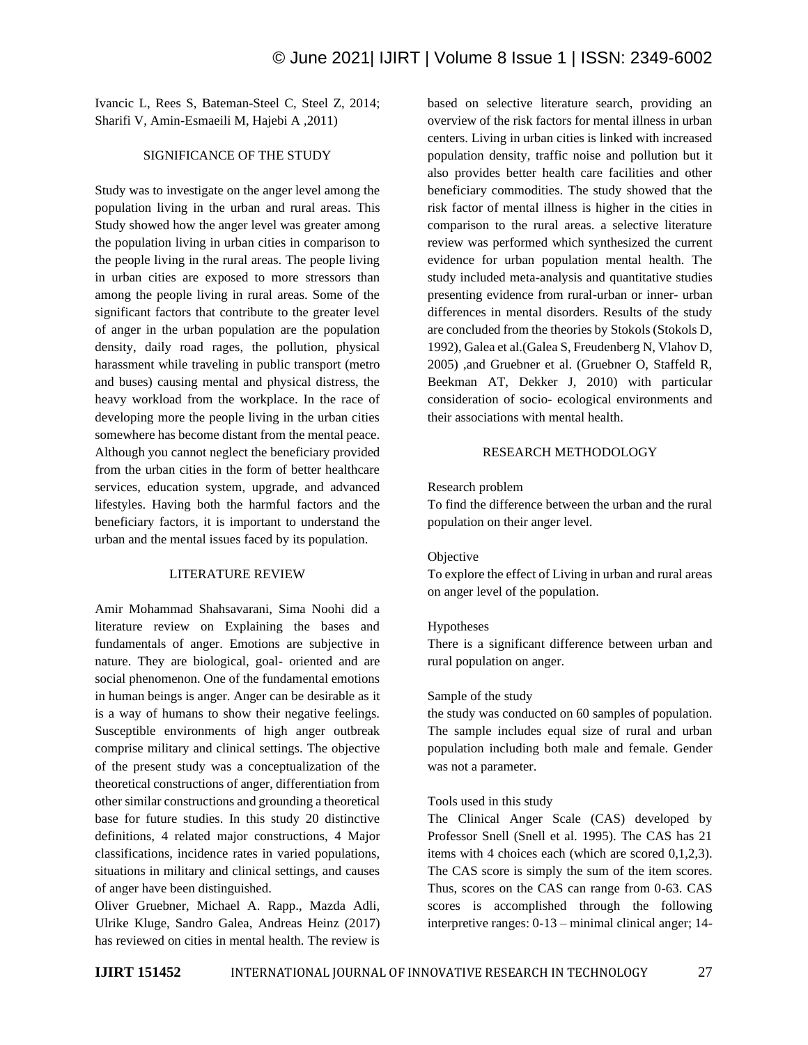Ivancic L, Rees S, Bateman-Steel C, Steel Z, 2014; Sharifi V, Amin-Esmaeili M, Hajebi A ,2011)

## SIGNIFICANCE OF THE STUDY

Study was to investigate on the anger level among the population living in the urban and rural areas. This Study showed how the anger level was greater among the population living in urban cities in comparison to the people living in the rural areas. The people living in urban cities are exposed to more stressors than among the people living in rural areas. Some of the significant factors that contribute to the greater level of anger in the urban population are the population density, daily road rages, the pollution, physical harassment while traveling in public transport (metro and buses) causing mental and physical distress, the heavy workload from the workplace. In the race of developing more the people living in the urban cities somewhere has become distant from the mental peace. Although you cannot neglect the beneficiary provided from the urban cities in the form of better healthcare services, education system, upgrade, and advanced lifestyles. Having both the harmful factors and the beneficiary factors, it is important to understand the urban and the mental issues faced by its population.

## LITERATURE REVIEW

Amir Mohammad Shahsavarani, Sima Noohi did a literature review on Explaining the bases and fundamentals of anger. Emotions are subjective in nature. They are biological, goal- oriented and are social phenomenon. One of the fundamental emotions in human beings is anger. Anger can be desirable as it is a way of humans to show their negative feelings. Susceptible environments of high anger outbreak comprise military and clinical settings. The objective of the present study was a conceptualization of the theoretical constructions of anger, differentiation from other similar constructions and grounding a theoretical base for future studies. In this study 20 distinctive definitions, 4 related major constructions, 4 Major classifications, incidence rates in varied populations, situations in military and clinical settings, and causes of anger have been distinguished.

Oliver Gruebner, Michael A. Rapp., Mazda Adli, Ulrike Kluge, Sandro Galea, Andreas Heinz (2017) has reviewed on cities in mental health. The review is based on selective literature search, providing an overview of the risk factors for mental illness in urban centers. Living in urban cities is linked with increased population density, traffic noise and pollution but it also provides better health care facilities and other beneficiary commodities. The study showed that the risk factor of mental illness is higher in the cities in comparison to the rural areas. a selective literature review was performed which synthesized the current evidence for urban population mental health. The study included meta-analysis and quantitative studies presenting evidence from rural-urban or inner- urban differences in mental disorders. Results of the study are concluded from the theories by Stokols (Stokols D, 1992), Galea et al.(Galea S, Freudenberg N, Vlahov D, 2005) ,and Gruebner et al. (Gruebner O, Staffeld R, Beekman AT, Dekker J, 2010) with particular consideration of socio- ecological environments and their associations with mental health.

## RESEARCH METHODOLOGY

Research problem

To find the difference between the urban and the rural population on their anger level.

Objective

To explore the effect of Living in urban and rural areas on anger level of the population.

Hypotheses

There is a significant difference between urban and rural population on anger.

Sample of the study

the study was conducted on 60 samples of population. The sample includes equal size of rural and urban population including both male and female. Gender was not a parameter.

Tools used in this study

The Clinical Anger Scale (CAS) developed by Professor Snell (Snell et al. 1995). The CAS has 21 items with 4 choices each (which are scored 0,1,2,3). The CAS score is simply the sum of the item scores. Thus, scores on the CAS can range from 0-63. CAS scores is accomplished through the following interpretive ranges: 0-13 – minimal clinical anger; 14-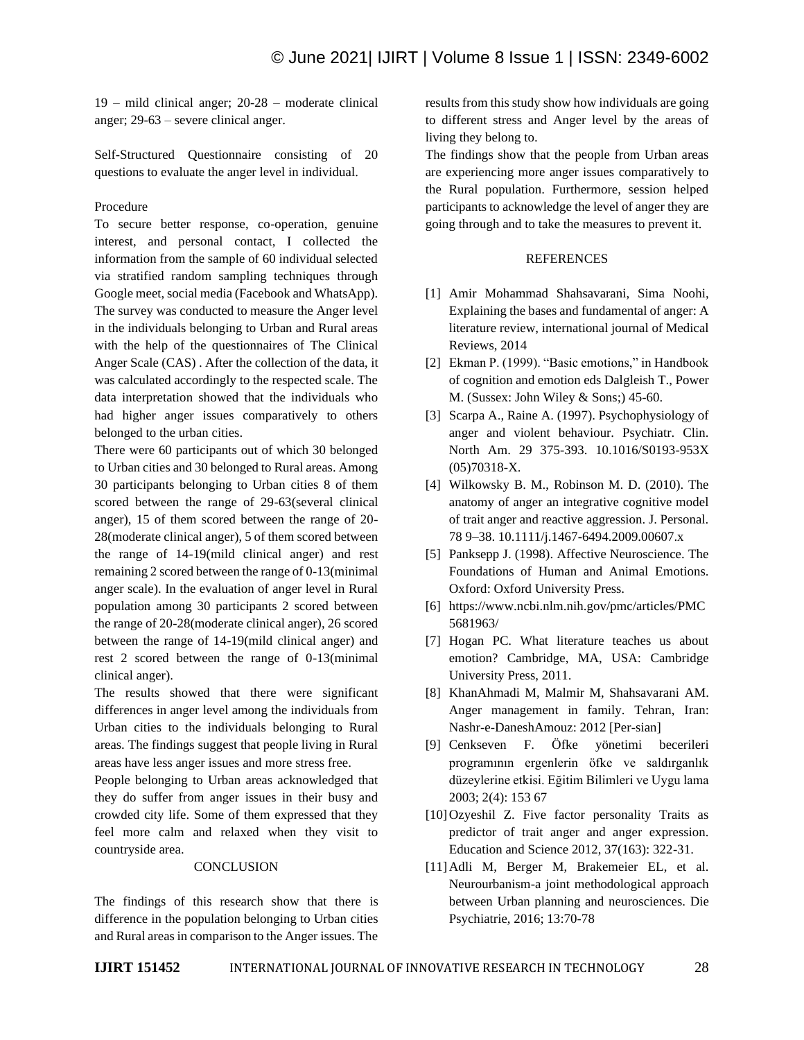19 – mild clinical anger; 20-28 – moderate clinical anger; 29-63 – severe clinical anger.

Self-Structured Questionnaire consisting of 20 questions to evaluate the anger level in individual.

Procedure

To secure better response, co-operation, genuine interest, and personal contact, I collected the information from the sample of 60 individual selected via stratified random sampling techniques through Google meet, social media (Facebook and WhatsApp). The survey was conducted to measure the Anger level in the individuals belonging to Urban and Rural areas with the help of the questionnaires of The Clinical Anger Scale (CAS) . After the collection of the data, it was calculated accordingly to the respected scale. The data interpretation showed that the individuals who had higher anger issues comparatively to others belonged to the urban cities.

There were 60 participants out of which 30 belonged to Urban cities and 30 belonged to Rural areas. Among 30 participants belonging to Urban cities 8 of them scored between the range of 29-63(several clinical anger), 15 of them scored between the range of 20-28(moderate clinical anger), 5 of them scored between the range of 14-19(mild clinical anger) and rest remaining 2 scored between the range of 0-13(minimal anger scale). In the evaluation of anger level in Rural population among 30 participants 2 scored between the range of 20-28(moderate clinical anger), 26 scored between the range of 14-19(mild clinical anger) and rest 2 scored between the range of 0-13(minimal clinical anger).

The results showed that there were significant differences in anger level among the individuals from Urban cities to the individuals belonging to Rural areas. The findings suggest that people living in Rural areas have less anger issues and more stress free.

People belonging to Urban areas acknowledged that they do suffer from anger issues in their busy and crowded city life. Some of them expressed that they feel more calm and relaxed when they visit to countryside area.

## CONCLUSION

The findings of this research show that there is difference in the population belonging to Urban cities and Rural areas in comparison to the Anger issues. The results from this study show how individuals are going to different stress and Anger level by the areas of living they belong to.

The findings show that the people from Urban areas are experiencing more anger issues comparatively to the Rural population. Furthermore, session helped participants to acknowledge the level of anger they are going through and to take the measures to prevent it.

## REFERENCES

[1] Amir Mohammad Shahsavarani, Sima Noohi, Explaining the bases and fundamental of anger: A literature review, international journal of Medical Reviews, 2014

[2] Ekman P. (1999). “Basic emotions,” in Handbook of cognition and emotion eds Dalgleish T., Power M. (Sussex: John Wiley & Sons;) 45-60.

[3] Scarpa A., Raine A. (1997). Psychophysiology of anger and violent behaviour. Psychiatr. Clin. North Am. 29 375-393. 10.1016/S0193-953X (05)70318-X.

[4] Wilkowsky B. M., Robinson M. D. (2010). The anatomy of anger an integrative cognitive model of trait anger and reactive aggression. J. Personal. 78 9–38. 10.1111/j.1467-6494.2009.00607.x

[5] Panksepp J. (1998). Affective Neuroscience. The Foundations of Human and Animal Emotions. Oxford: Oxford University Press.

[6] https://www.ncbi.nlm.nih.gov/pmc/articles/PMC5681963/

[7] Hogan PC. What literature teaches us about emotion? Cambridge, MA, USA: Cambridge University Press, 2011.

[8] KhanAhmadi M, Malmir M, Shahsavarani AM. Anger management in family. Tehran, Iran: Nashr-e-DaneshAmouz: 2012 [Per-sian]

[9] Cenkseven F. Öfke yönetimi becerileri programının ergenlerin öfke ve saldırganlık düzeylerine etkisi. Eğitim Bilimleri ve Uygu lama 2003; 2(4): 153 67

[10] Ozyeshil Z. Five factor personality Traits as predictor of trait anger and anger expression. Education and Science 2012, 37(163): 322-31.

[11] Adli M, Berger M, Brakemeier EL, et al. Neurourbanism-a joint methodological approach between Urban planning and neurosciences. Die Psychiatrie, 2016; 13:70-78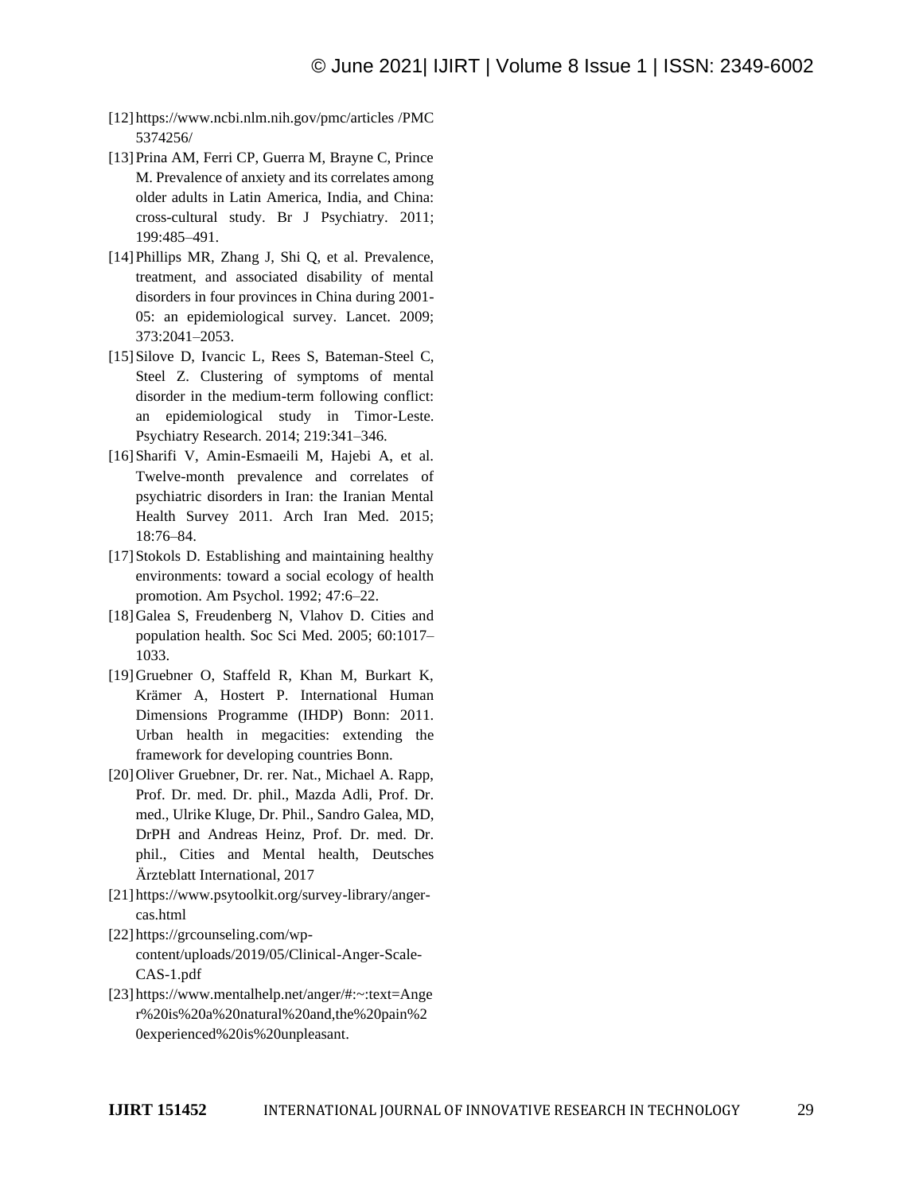[12] https://www.ncbi.nlm.nih.gov/pmc/articles /PMC 5374256/

[13] Prina AM, Ferri CP, Guerra M, Brayne C, Prince M. Prevalence of anxiety and its correlates among older adults in Latin America, India, and China: cross-cultural study. Br J Psychiatry. 2011; 199:485–491.

[14] Phillips MR, Zhang J, Shi Q, et al. Prevalence, treatment, and associated disability of mental disorders in four provinces in China during 2001-05: an epidemiological survey. Lancet. 2009; 373:2041–2053.

[15] Silove D, Ivancic L, Rees S, Bateman-Steel C, Steel Z. Clustering of symptoms of mental disorder in the medium-term following conflict: an epidemiological study in Timor-Leste. Psychiatry Research. 2014; 219:341–346.

[16] Sharifi V, Amin-Esmaeili M, Hajebi A, et al. Twelve-month prevalence and correlates of psychiatric disorders in Iran: the Iranian Mental Health Survey 2011. Arch Iran Med. 2015; 18:76–84.

[17] Stokols D. Establishing and maintaining healthy environments: toward a social ecology of health promotion. Am Psychol. 1992; 47:6–22.

[18] Galea S, Freudenberg N, Vlahov D. Cities and population health. Soc Sci Med. 2005; 60:1017–1033.

[19] Gruebner O, Staffeld R, Khan M, Burkart K, Krämer A, Hostert P. International Human Dimensions Programme (IHDP) Bonn: 2011. Urban health in megacities: extending the framework for developing countries Bonn.

[20] Oliver Gruebner, Dr. rer. Nat., Michael A. Rapp, Prof. Dr. med. Dr. phil., Mazda Adli, Prof. Dr. med., Ulrike Kluge, Dr. Phil., Sandro Galea, MD, DrPH and Andreas Heinz, Prof. Dr. med. Dr. phil., Cities and Mental health, Deutsches Ärzteblatt International, 2017

[21] https://www.psytoolkit.org/survey-library/anger-cas.html

[22] https://grcounseling.com/wp-content/uploads/2019/05/Clinical-Anger-Scale-CAS-1.pdf

[23] https://www.mentalhelp.net/anger/#:~:text=Anger%20is%20a%20natural%20and,the%20pain%20experienced%20is%20unpleasant.